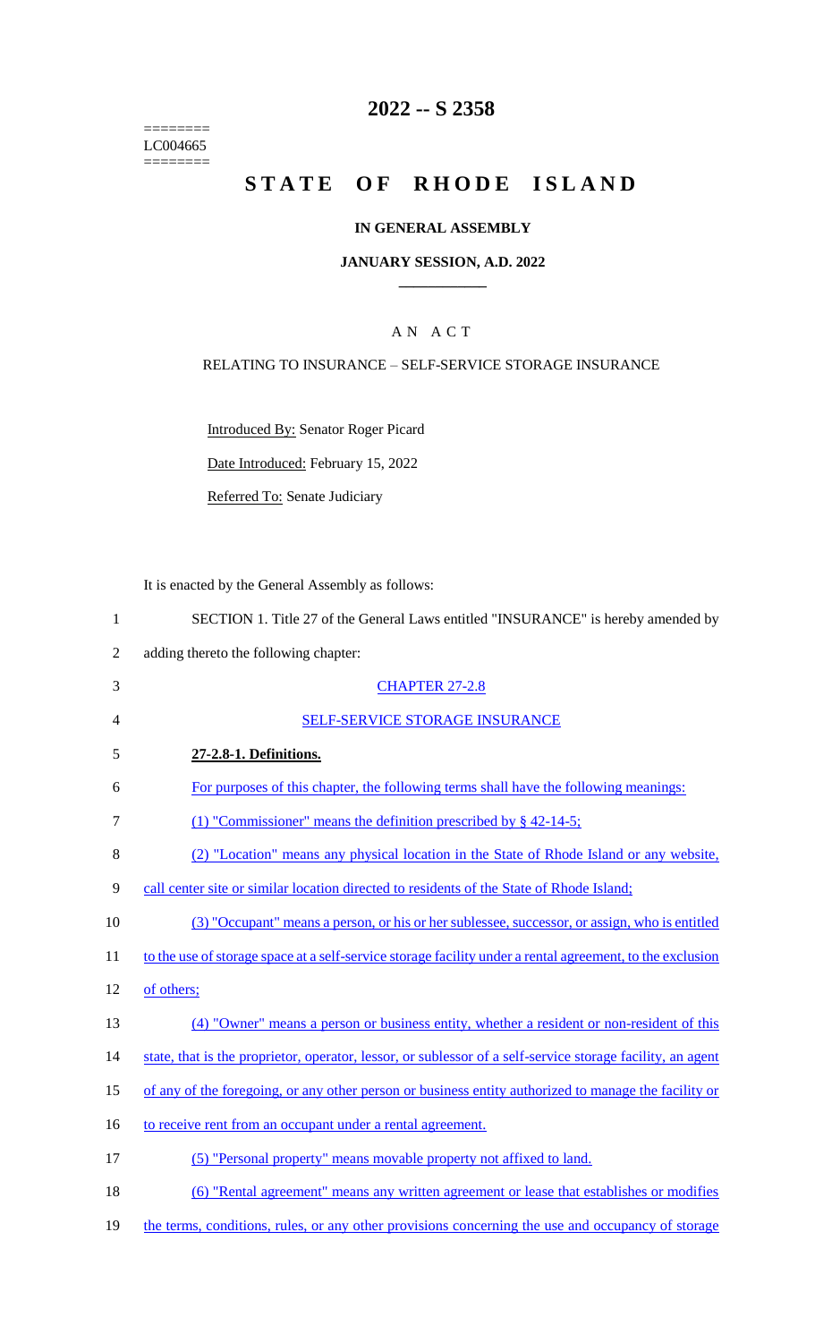========
LC004665
========

# 2022 -- S 2358

# STATE OF RHODE ISLAND

## IN GENERAL ASSEMBLY

### JANUARY SESSION, A.D. 2022

### A N A C T

RELATING TO INSURANCE – SELF-SERVICE STORAGE INSURANCE

Introduced By: Senator Roger Picard

Date Introduced: February 15, 2022

Referred To: Senate Judiciary

It is enacted by the General Assembly as follows:

1 SECTION 1. Title 27 of the General Laws entitled "INSURANCE" is hereby amended by
2 adding thereto the following chapter:

3 CHAPTER 27-2.8

4 SELF-SERVICE STORAGE INSURANCE

5 **27-2.8-1. Definitions.**

6 For purposes of this chapter, the following terms shall have the following meanings:

7 (1) "Commissioner" means the definition prescribed by § 42-14-5;

8 (2) "Location" means any physical location in the State of Rhode Island or any website,
9 call center site or similar location directed to residents of the State of Rhode Island;

10 (3) "Occupant" means a person, or his or her sublessee, successor, or assign, who is entitled
11 to the use of storage space at a self-service storage facility under a rental agreement, to the exclusion
12 of others;

13 (4) "Owner" means a person or business entity, whether a resident or non-resident of this
14 state, that is the proprietor, operator, lessor, or sublessor of a self-service storage facility, an agent
15 of any of the foregoing, or any other person or business entity authorized to manage the facility or
16 to receive rent from an occupant under a rental agreement.

17 (5) "Personal property" means movable property not affixed to land.

18 (6) "Rental agreement" means any written agreement or lease that establishes or modifies
19 the terms, conditions, rules, or any other provisions concerning the use and occupancy of storage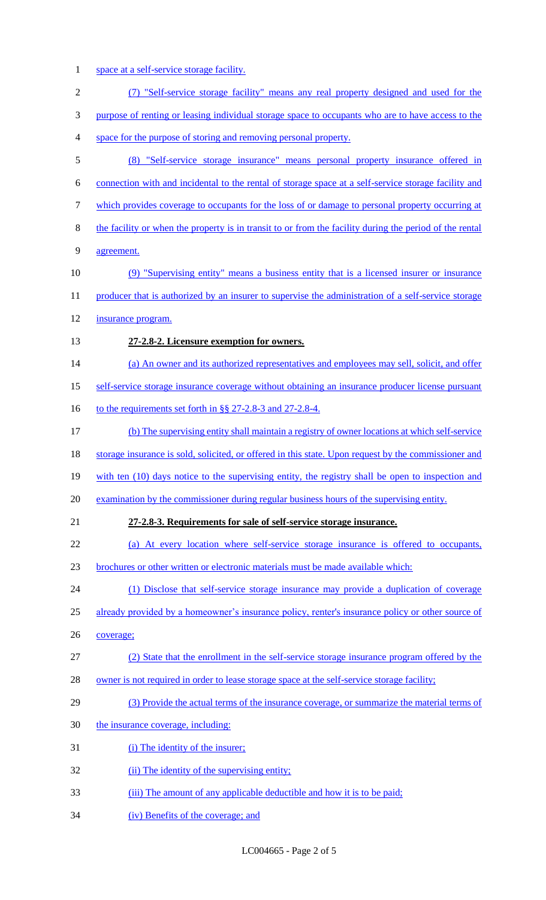space at a self-service storage facility.

(7) "Self-service storage facility" means any real property designed and used for the purpose of renting or leasing individual storage space to occupants who are to have access to the space for the purpose of storing and removing personal property.

(8) "Self-service storage insurance" means personal property insurance offered in connection with and incidental to the rental of storage space at a self-service storage facility and which provides coverage to occupants for the loss of or damage to personal property occurring at the facility or when the property is in transit to or from the facility during the period of the rental agreement.

(9) "Supervising entity" means a business entity that is a licensed insurer or insurance producer that is authorized by an insurer to supervise the administration of a self-service storage insurance program.

**27-2.8-2. Licensure exemption for owners.**

(a) An owner and its authorized representatives and employees may sell, solicit, and offer self-service storage insurance coverage without obtaining an insurance producer license pursuant to the requirements set forth in §§ 27-2.8-3 and 27-2.8-4.

(b) The supervising entity shall maintain a registry of owner locations at which self-service storage insurance is sold, solicited, or offered in this state. Upon request by the commissioner and with ten (10) days notice to the supervising entity, the registry shall be open to inspection and examination by the commissioner during regular business hours of the supervising entity.

**27-2.8-3. Requirements for sale of self-service storage insurance.**

(a) At every location where self-service storage insurance is offered to occupants, brochures or other written or electronic materials must be made available which:

(1) Disclose that self-service storage insurance may provide a duplication of coverage already provided by a homeowner's insurance policy, renter's insurance policy or other source of coverage;

(2) State that the enrollment in the self-service storage insurance program offered by the owner is not required in order to lease storage space at the self-service storage facility;

(3) Provide the actual terms of the insurance coverage, or summarize the material terms of the insurance coverage, including:

(i) The identity of the insurer;

(ii) The identity of the supervising entity;

(iii) The amount of any applicable deductible and how it is to be paid;

(iv) Benefits of the coverage; and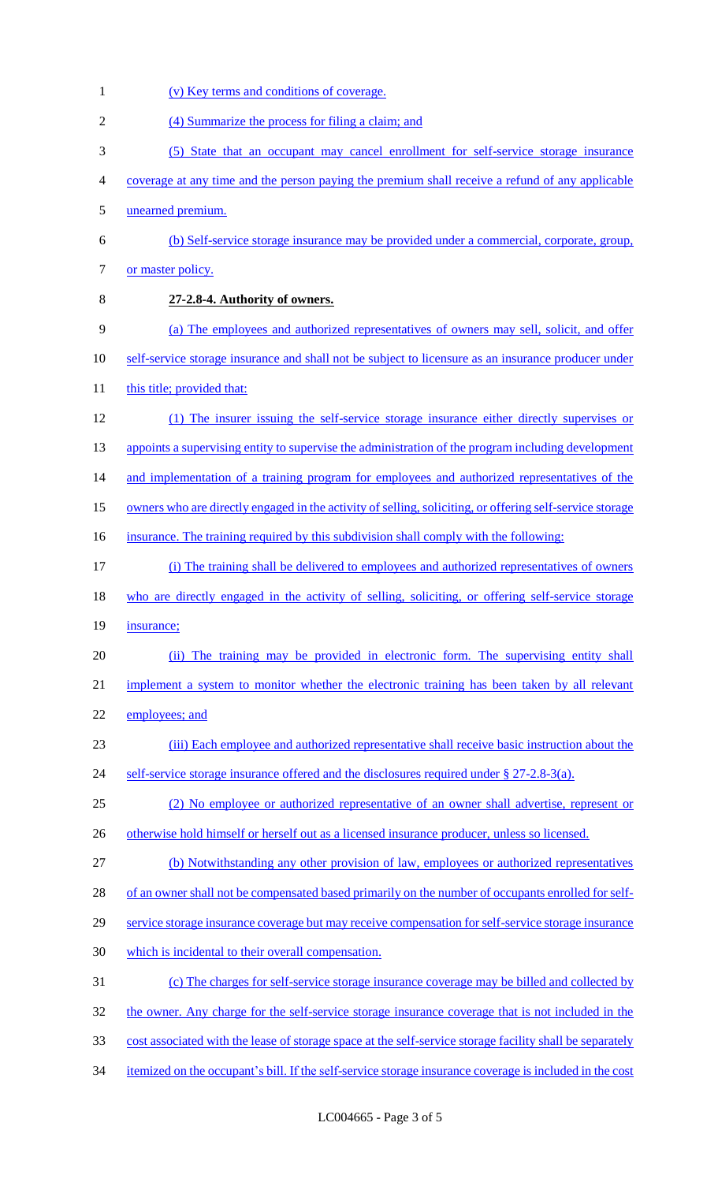(v) Key terms and conditions of coverage.

(4) Summarize the process for filing a claim; and

(5) State that an occupant may cancel enrollment for self-service storage insurance coverage at any time and the person paying the premium shall receive a refund of any applicable unearned premium.

(b) Self-service storage insurance may be provided under a commercial, corporate, group, or master policy.

**27-2.8-4. Authority of owners.**

(a) The employees and authorized representatives of owners may sell, solicit, and offer self-service storage insurance and shall not be subject to licensure as an insurance producer under this title; provided that:

(1) The insurer issuing the self-service storage insurance either directly supervises or appoints a supervising entity to supervise the administration of the program including development and implementation of a training program for employees and authorized representatives of the owners who are directly engaged in the activity of selling, soliciting, or offering self-service storage insurance. The training required by this subdivision shall comply with the following:

(i) The training shall be delivered to employees and authorized representatives of owners who are directly engaged in the activity of selling, soliciting, or offering self-service storage insurance;

(ii) The training may be provided in electronic form. The supervising entity shall implement a system to monitor whether the electronic training has been taken by all relevant employees; and

(iii) Each employee and authorized representative shall receive basic instruction about the self-service storage insurance offered and the disclosures required under § 27-2.8-3(a).

(2) No employee or authorized representative of an owner shall advertise, represent or otherwise hold himself or herself out as a licensed insurance producer, unless so licensed.

(b) Notwithstanding any other provision of law, employees or authorized representatives of an owner shall not be compensated based primarily on the number of occupants enrolled for self-service storage insurance coverage but may receive compensation for self-service storage insurance which is incidental to their overall compensation.

(c) The charges for self-service storage insurance coverage may be billed and collected by the owner. Any charge for the self-service storage insurance coverage that is not included in the cost associated with the lease of storage space at the self-service storage facility shall be separately itemized on the occupant's bill. If the self-service storage insurance coverage is included in the cost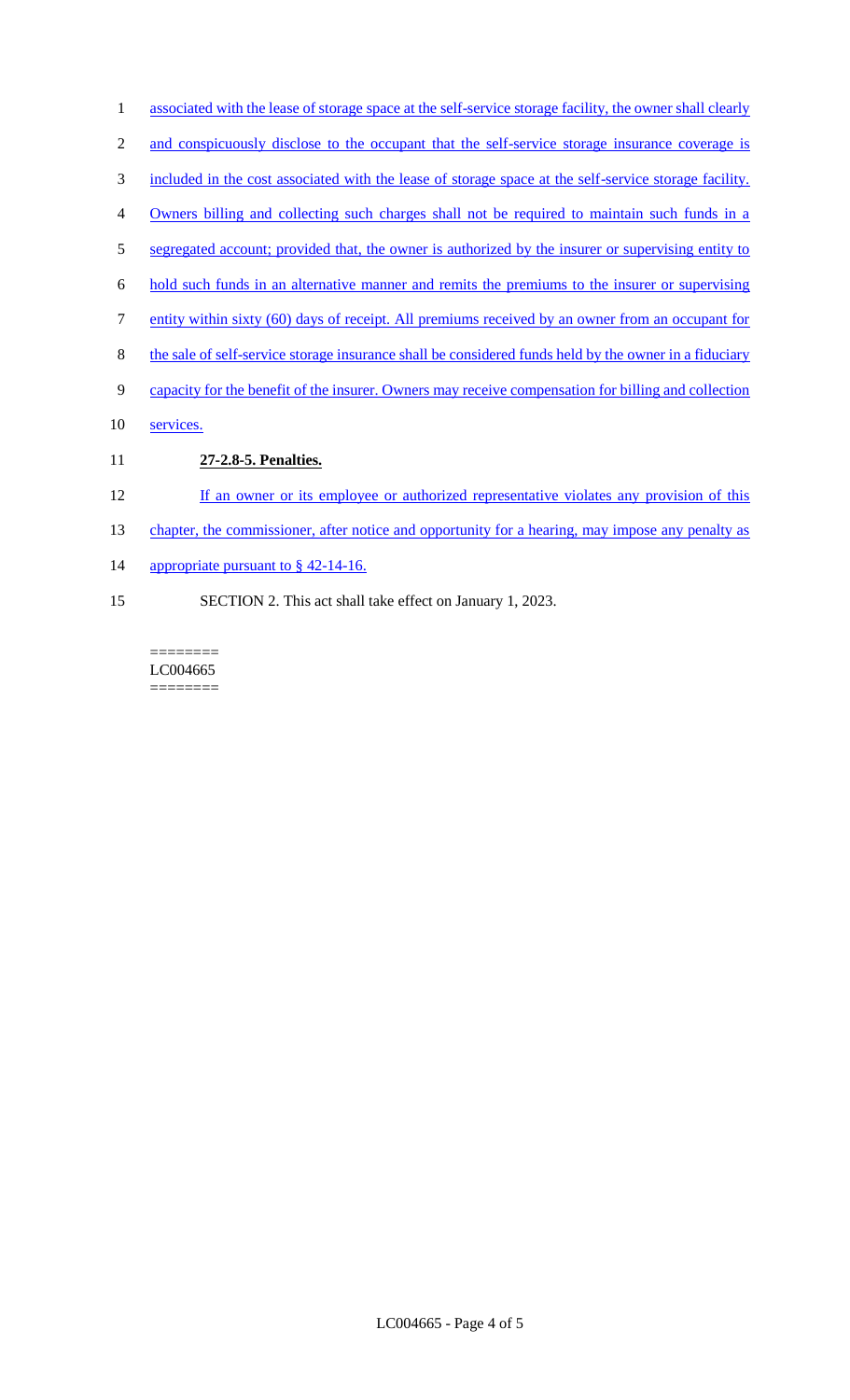associated with the lease of storage space at the self-service storage facility, the owner shall clearly and conspicuously disclose to the occupant that the self-service storage insurance coverage is included in the cost associated with the lease of storage space at the self-service storage facility. Owners billing and collecting such charges shall not be required to maintain such funds in a segregated account; provided that, the owner is authorized by the insurer or supervising entity to hold such funds in an alternative manner and remits the premiums to the insurer or supervising entity within sixty (60) days of receipt. All premiums received by an owner from an occupant for the sale of self-service storage insurance shall be considered funds held by the owner in a fiduciary capacity for the benefit of the insurer. Owners may receive compensation for billing and collection services.

**27-2.8-5. Penalties.**

If an owner or its employee or authorized representative violates any provision of this chapter, the commissioner, after notice and opportunity for a hearing, may impose any penalty as appropriate pursuant to § 42-14-16.

SECTION 2. This act shall take effect on January 1, 2023.

========
LC004665
========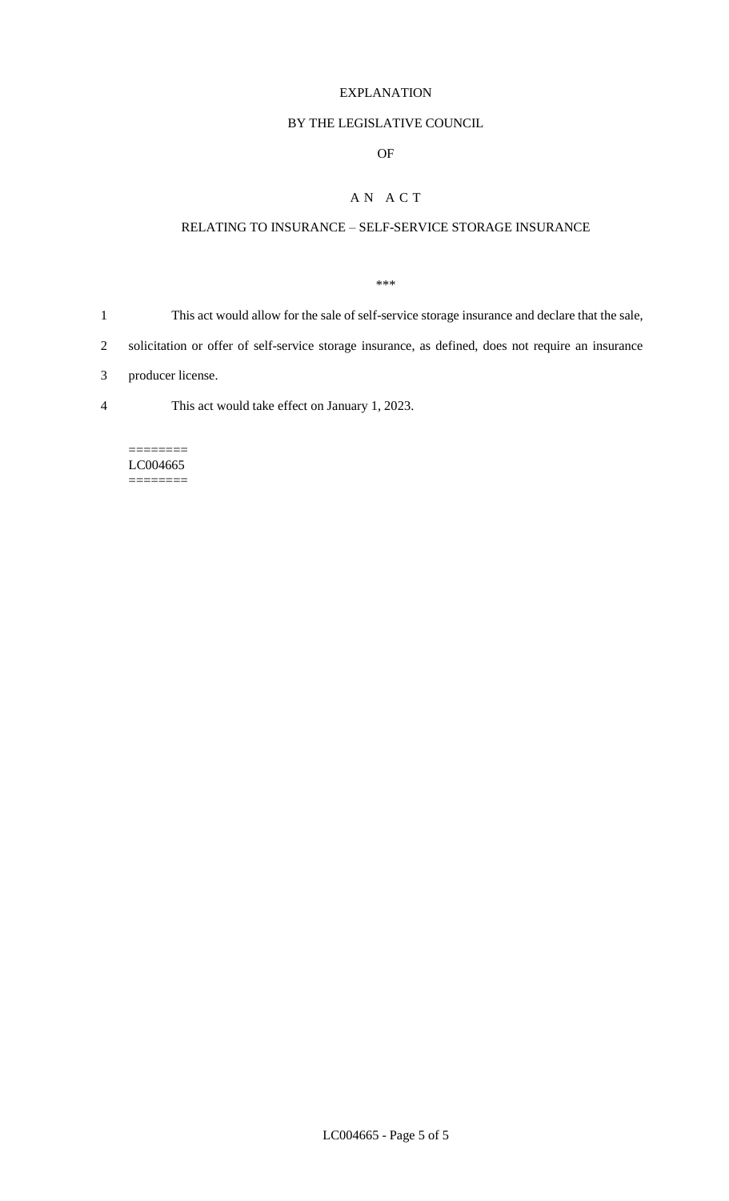EXPLANATION

BY THE LEGISLATIVE COUNCIL

OF

A N A C T

RELATING TO INSURANCE – SELF-SERVICE STORAGE INSURANCE

\*\*\*

This act would allow for the sale of self-service storage insurance and declare that the sale, solicitation or offer of self-service storage insurance, as defined, does not require an insurance producer license.

This act would take effect on January 1, 2023.

========
LC004665
========